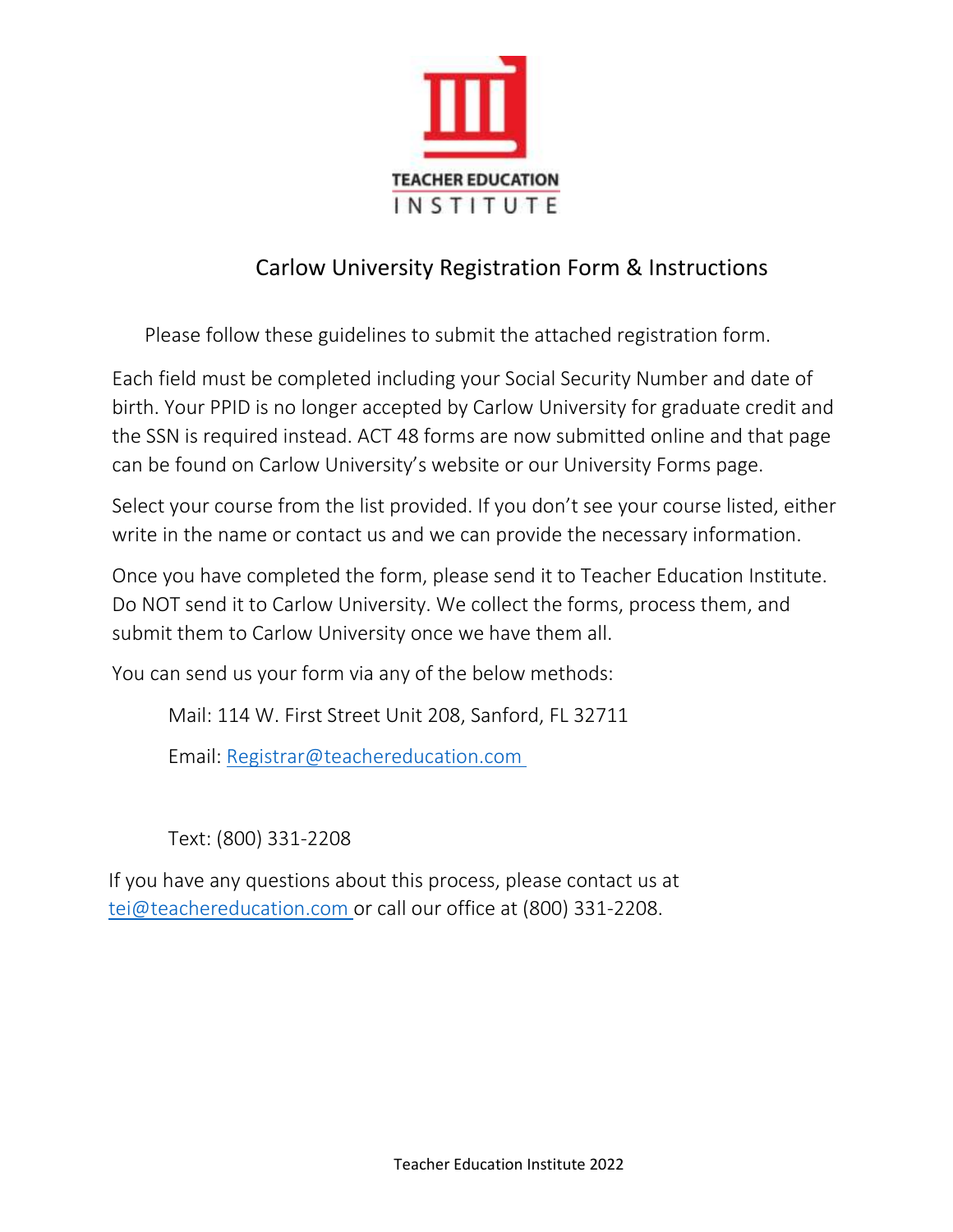TEACHER EDUCATION INSTITUTE

# Carlow University Registration Form & Instructions

Please follow these guidelines to submit the attached registration form.

Each field must be completed including your Social Security Number and date of birth. Your PPID is no longer accepted by Carlow University for graduate credit and the SSN is required instead. ACT 48 forms are now submitted online and that page can be found on Carlow University's website or our University Forms page.

Select your course from the list provided. If you don't see your course listed, either write in the name or contact us and we can provide the necessary information.

Once you have completed the form, please send it to Teacher Education Institute. Do NOT send it to Carlow University. We collect the forms, process them, and submit them to Carlow University once we have them all.

You can send us your form via any of the below methods:

Mail: 114 W. First Street Unit 208, Sanford, FL 32711

Email: Registrar@teachereducation.com

Text: (800) 331-2208

If you have any questions about this process, please contact us at tei@teachereducation.com or call our office at (800) 331-2208.

Teacher Education Institute 2022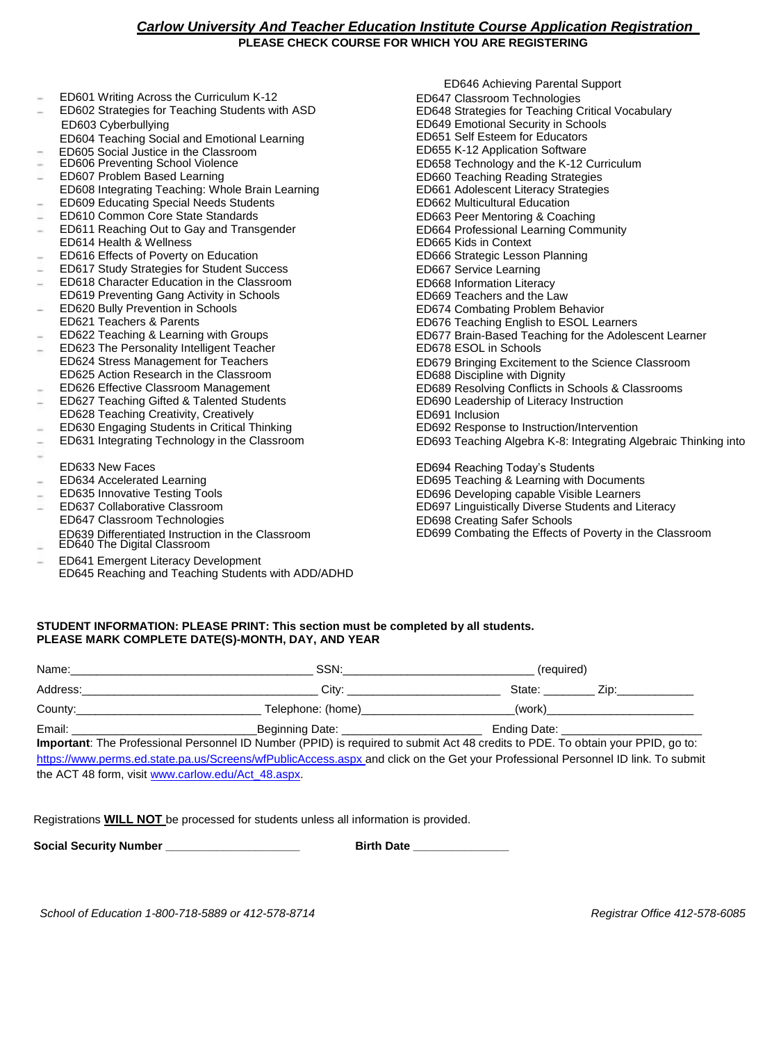***Carlow University And Teacher Education Institute Course Application Registration***

**PLEASE CHECK COURSE FOR WHICH YOU ARE REGISTERING**

- ED601 Writing Across the Curriculum K-12
- ED602 Strategies for Teaching Students with ASD
- ED603 Cyberbullying
- ED604 Teaching Social and Emotional Learning
- ED605 Social Justice in the Classroom
- ED606 Preventing School Violence
- ED607 Problem Based Learning
- ED608 Integrating Teaching: Whole Brain Learning
- ED609 Educating Special Needs Students
- ED610 Common Core State Standards
- ED611 Reaching Out to Gay and Transgender
- ED614 Health & Wellness
- ED616 Effects of Poverty on Education
- ED617 Study Strategies for Student Success
- ED618 Character Education in the Classroom
- ED619 Preventing Gang Activity in Schools
- ED620 Bully Prevention in Schools
- ED621 Teachers & Parents
- ED622 Teaching & Learning with Groups
- ED623 The Personality Intelligent Teacher
- ED624 Stress Management for Teachers
- ED625 Action Research in the Classroom
- ED626 Effective Classroom Management
- ED627 Teaching Gifted & Talented Students
- ED628 Teaching Creativity, Creatively
- ED630 Engaging Students in Critical Thinking
- ED631 Integrating Technology in the Classroom
- ED633 New Faces
- ED634 Accelerated Learning
- ED635 Innovative Testing Tools
- ED637 Collaborative Classroom
- ED647 Classroom Technologies
- ED639 Differentiated Instruction in the Classroom
- ED640 The Digital Classroom
- ED641 Emergent Literacy Development
- ED645 Reaching and Teaching Students with ADD/ADHD
- ED646 Achieving Parental Support
- ED647 Classroom Technologies
- ED648 Strategies for Teaching Critical Vocabulary
- ED649 Emotional Security in Schools
- ED651 Self Esteem for Educators
- ED655 K-12 Application Software
- ED658 Technology and the K-12 Curriculum
- ED660 Teaching Reading Strategies
- ED661 Adolescent Literacy Strategies
- ED662 Multicultural Education
- ED663 Peer Mentoring & Coaching
- ED664 Professional Learning Community
- ED665 Kids in Context
- ED666 Strategic Lesson Planning
- ED667 Service Learning
- ED668 Information Literacy
- ED669 Teachers and the Law
- ED674 Combating Problem Behavior
- ED676 Teaching English to ESOL Learners
- ED677 Brain-Based Teaching for the Adolescent Learner
- ED678 ESOL in Schools
- ED679 Bringing Excitement to the Science Classroom
- ED688 Discipline with Dignity
- ED689 Resolving Conflicts in Schools & Classrooms
- ED690 Leadership of Literacy Instruction
- ED691 Inclusion
- ED692 Response to Instruction/Intervention
- ED693 Teaching Algebra K-8: Integrating Algebraic Thinking into
- ED694 Reaching Today's Students
- ED695 Teaching & Learning with Documents
- ED696 Developing capable Visible Learners
- ED697 Linguistically Diverse Students and Literacy
- ED698 Creating Safer Schools
- ED699 Combating the Effects of Poverty in the Classroom

**STUDENT INFORMATION: PLEASE PRINT: This section must be completed by all students.**
**PLEASE MARK COMPLETE DATE(S)-MONTH, DAY, AND YEAR**

Name:_____________________________________ SSN:_____________________________ (required)

Address:____________________________________ City: ________________________ State: ________ Zip:____________

County:_____________________________ Telephone: (home)________________________(work)________________________

Email: _____________________________Beginning Date: ______________________ Ending Date: ______________________

**Important**: The Professional Personnel ID Number (PPID) is required to submit Act 48 credits to PDE. To obtain your PPID, go to: https://www.perms.ed.state.pa.us/Screens/wfPublicAccess.aspx and click on the Get your Professional Personnel ID link. To submit the ACT 48 form, visit www.carlow.edu/Act_48.aspx.

Registrations **WILL NOT** be processed for students unless all information is provided.

**Social Security Number ____________________** **Birth Date ______________**

*School of Education 1-800-718-5889 or 412-578-8714* *Registrar Office 412-578-6085*